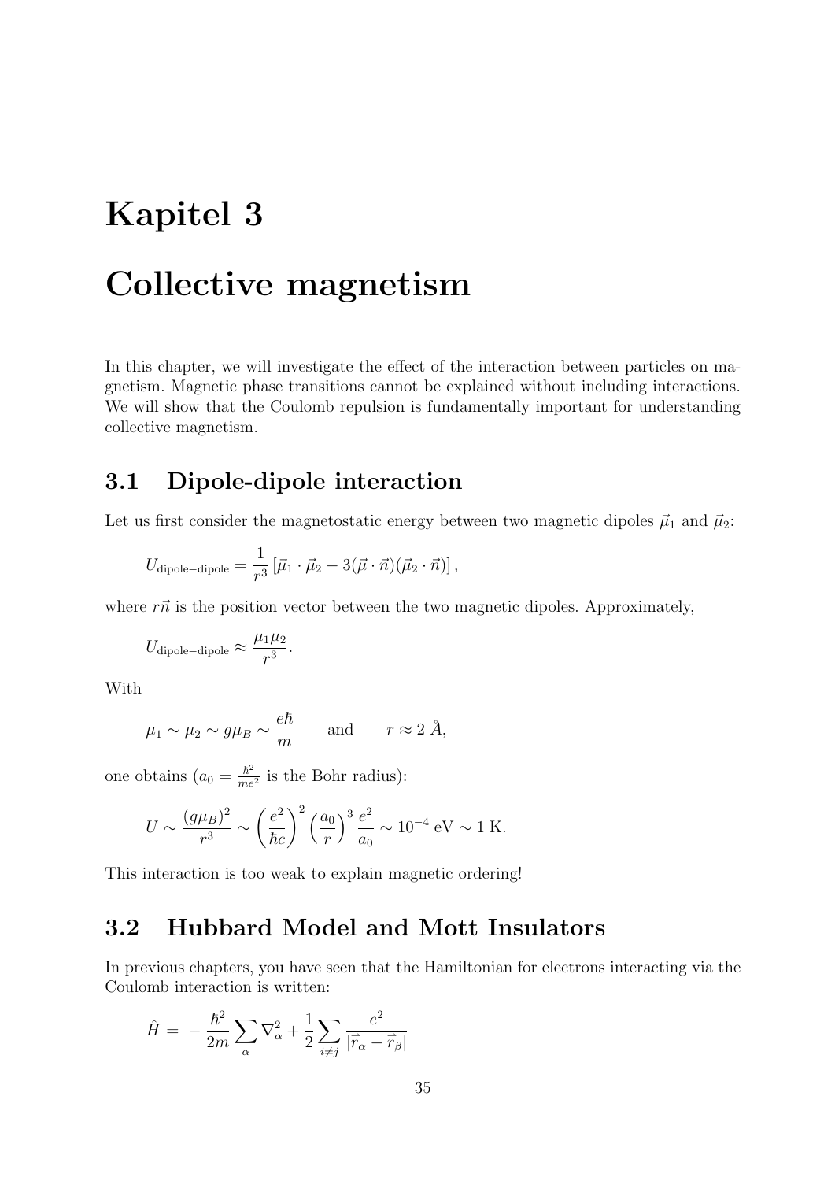# Kapitel 3

# Collective magnetism

In this chapter, we will investigate the effect of the interaction between particles on magnetism. Magnetic phase transitions cannot be explained without including interactions. We will show that the Coulomb repulsion is fundamentally important for understanding collective magnetism.

## 3.1 Dipole-dipole interaction

Let us first consider the magnetostatic energy between two magnetic dipoles $\vec{\mu}_1$ and $\vec{\mu}_2$:

$$U_{\text{dipole-dipole}} = \frac{1}{r^3}\left[\vec{\mu}_1 \cdot \vec{\mu}_2 - 3(\vec{\mu} \cdot \vec{n})(\vec{\mu}_2 \cdot \vec{n})\right],$$

where $r\vec{n}$ is the position vector between the two magnetic dipoles. Approximately,

$$U_{\text{dipole-dipole}} \approx \frac{\mu_1 \mu_2}{r^3}.$$

With

$$\mu_1 \sim \mu_2 \sim g\mu_B \sim \frac{e\hbar}{m} \qquad \text{and} \qquad r \approx 2\ \mathring{A},$$

one obtains ($a_0 = \frac{\hbar^2}{me^2}$ is the Bohr radius):

$$U \sim \frac{(g\mu_B)^2}{r^3} \sim \left(\frac{e^2}{\hbar c}\right)^2 \left(\frac{a_0}{r}\right)^3 \frac{e^2}{a_0} \sim 10^{-4}\ \text{eV} \sim 1\ \text{K}.$$

This interaction is too weak to explain magnetic ordering!

## 3.2 Hubbard Model and Mott Insulators

In previous chapters, you have seen that the Hamiltonian for electrons interacting via the Coulomb interaction is written:

$$\hat{H} = -\frac{\hbar^2}{2m}\sum_{\alpha} \nabla_{\alpha}^2 + \frac{1}{2}\sum_{i \neq j} \frac{e^2}{|\vec{r}_\alpha - \vec{r}_\beta|}$$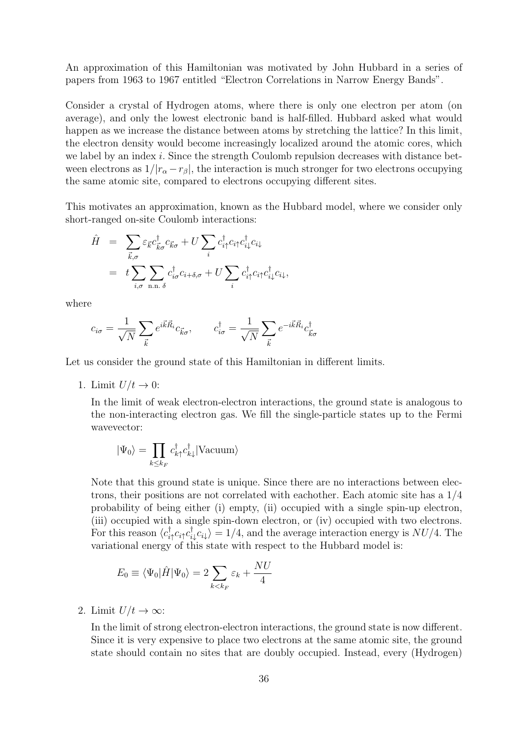An approximation of this Hamiltonian was motivated by John Hubbard in a series of papers from 1963 to 1967 entitled "Electron Correlations in Narrow Energy Bands".

Consider a crystal of Hydrogen atoms, where there is only one electron per atom (on average), and only the lowest electronic band is half-filled. Hubbard asked what would happen as we increase the distance between atoms by stretching the lattice? In this limit, the electron density would become increasingly localized around the atomic cores, which we label by an index $i$. Since the strength Coulomb repulsion decreases with distance between electrons as $1/|r_\alpha - r_\beta|$, the interaction is much stronger for two electrons occupying the same atomic site, compared to electrons occupying different sites.

This motivates an approximation, known as the Hubbard model, where we consider only short-ranged on-site Coulomb interactions:

$$
\begin{aligned}
\hat{H} &= \sum_{\vec{k},\sigma} \varepsilon_{\vec{k}} c^\dagger_{\vec{k}\sigma} c_{\vec{k}\sigma} + U \sum_i c^\dagger_{i\uparrow} c_{i\uparrow} c^\dagger_{i\downarrow} c_{i\downarrow} \\
&= t \sum_{i,\sigma} \sum_{\text{n.n. } \delta} c^\dagger_{i\sigma} c_{i+\delta,\sigma} + U \sum_i c^\dagger_{i\uparrow} c_{i\uparrow} c^\dagger_{i\downarrow} c_{i\downarrow},
\end{aligned}
$$

where

$$
c_{i\sigma} = \frac{1}{\sqrt{N}} \sum_{\vec{k}} e^{i\vec{k}\vec{R}_i} c_{\vec{k}\sigma}, \qquad c^\dagger_{i\sigma} = \frac{1}{\sqrt{N}} \sum_{\vec{k}} e^{-i\vec{k}\vec{R}_i} c^\dagger_{\vec{k}\sigma}
$$

Let us consider the ground state of this Hamiltonian in different limits.

1. Limit $U/t \to 0$:

   In the limit of weak electron-electron interactions, the ground state is analogous to the non-interacting electron gas. We fill the single-particle states up to the Fermi wavevector:

   $$
   |\Psi_0\rangle = \prod_{k \le k_F} c^\dagger_{k\uparrow} c^\dagger_{k\downarrow} |\text{Vacuum}\rangle
   $$

   Note that this ground state is unique. Since there are no interactions between electrons, their positions are not correlated with eachother. Each atomic site has a $1/4$ probability of being either (i) empty, (ii) occupied with a single spin-up electron, (iii) occupied with a single spin-down electron, or (iv) occupied with two electrons. For this reason $\langle c^\dagger_{i\uparrow} c_{i\uparrow} c^\dagger_{i\downarrow} c_{i\downarrow} \rangle = 1/4$, and the average interaction energy is $NU/4$. The variational energy of this state with respect to the Hubbard model is:

   $$
   E_0 \equiv \langle \Psi_0 | \hat{H} | \Psi_0 \rangle = 2 \sum_{k < k_F} \varepsilon_k + \frac{NU}{4}
   $$

2. Limit $U/t \to \infty$:

   In the limit of strong electron-electron interactions, the ground state is now different. Since it is very expensive to place two electrons at the same atomic site, the ground state should contain no sites that are doubly occupied. Instead, every (Hydrogen)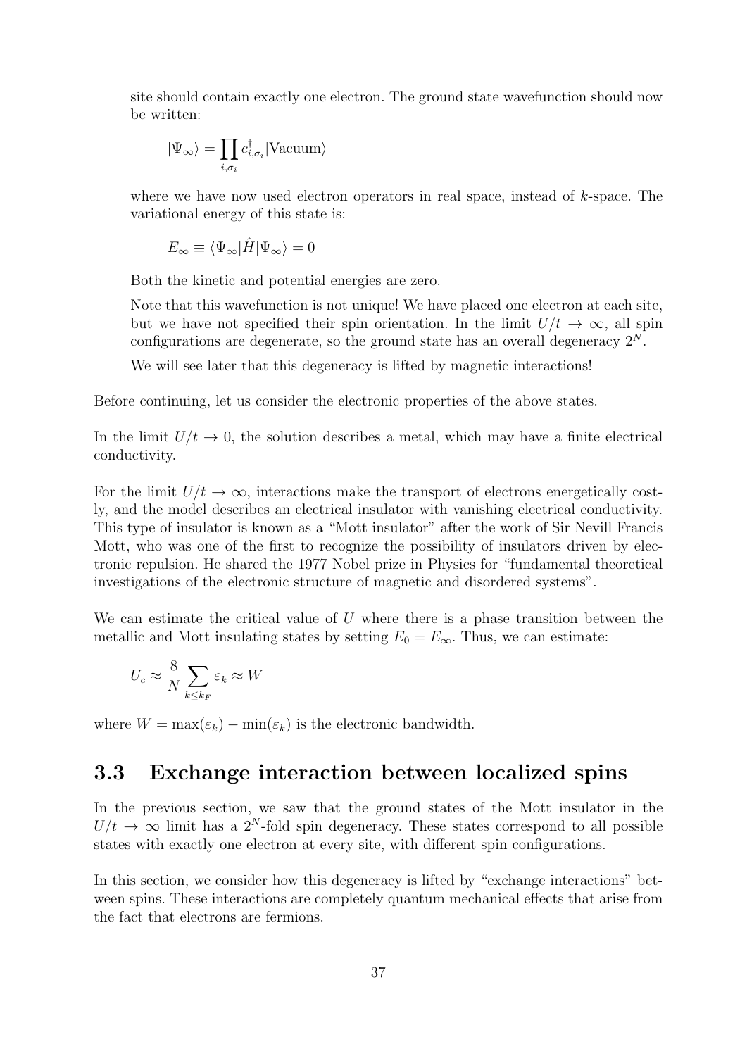site should contain exactly one electron. The ground state wavefunction should now be written:

$$|\Psi_\infty\rangle = \prod_{i,\sigma_i} c^\dagger_{i,\sigma_i} |\text{Vacuum}\rangle$$

where we have now used electron operators in real space, instead of $k$-space. The variational energy of this state is:

$$E_\infty \equiv \langle \Psi_\infty | \hat{H} | \Psi_\infty \rangle = 0$$

Both the kinetic and potential energies are zero.

Note that this wavefunction is not unique! We have placed one electron at each site, but we have not specified their spin orientation. In the limit $U/t \to \infty$, all spin configurations are degenerate, so the ground state has an overall degeneracy $2^N$.

We will see later that this degeneracy is lifted by magnetic interactions!

Before continuing, let us consider the electronic properties of the above states.

In the limit $U/t \to 0$, the solution describes a metal, which may have a finite electrical conductivity.

For the limit $U/t \to \infty$, interactions make the transport of electrons energetically costly, and the model describes an electrical insulator with vanishing electrical conductivity. This type of insulator is known as a "Mott insulator" after the work of Sir Nevill Francis Mott, who was one of the first to recognize the possibility of insulators driven by electronic repulsion. He shared the 1977 Nobel prize in Physics for "fundamental theoretical investigations of the electronic structure of magnetic and disordered systems".

We can estimate the critical value of $U$ where there is a phase transition between the metallic and Mott insulating states by setting $E_0 = E_\infty$. Thus, we can estimate:

$$U_c \approx \frac{8}{N} \sum_{k \le k_F} \varepsilon_k \approx W$$

where $W = \max(\varepsilon_k) - \min(\varepsilon_k)$ is the electronic bandwidth.

## 3.3 Exchange interaction between localized spins

In the previous section, we saw that the ground states of the Mott insulator in the $U/t \to \infty$ limit has a $2^N$-fold spin degeneracy. These states correspond to all possible states with exactly one electron at every site, with different spin configurations.

In this section, we consider how this degeneracy is lifted by "exchange interactions" between spins. These interactions are completely quantum mechanical effects that arise from the fact that electrons are fermions.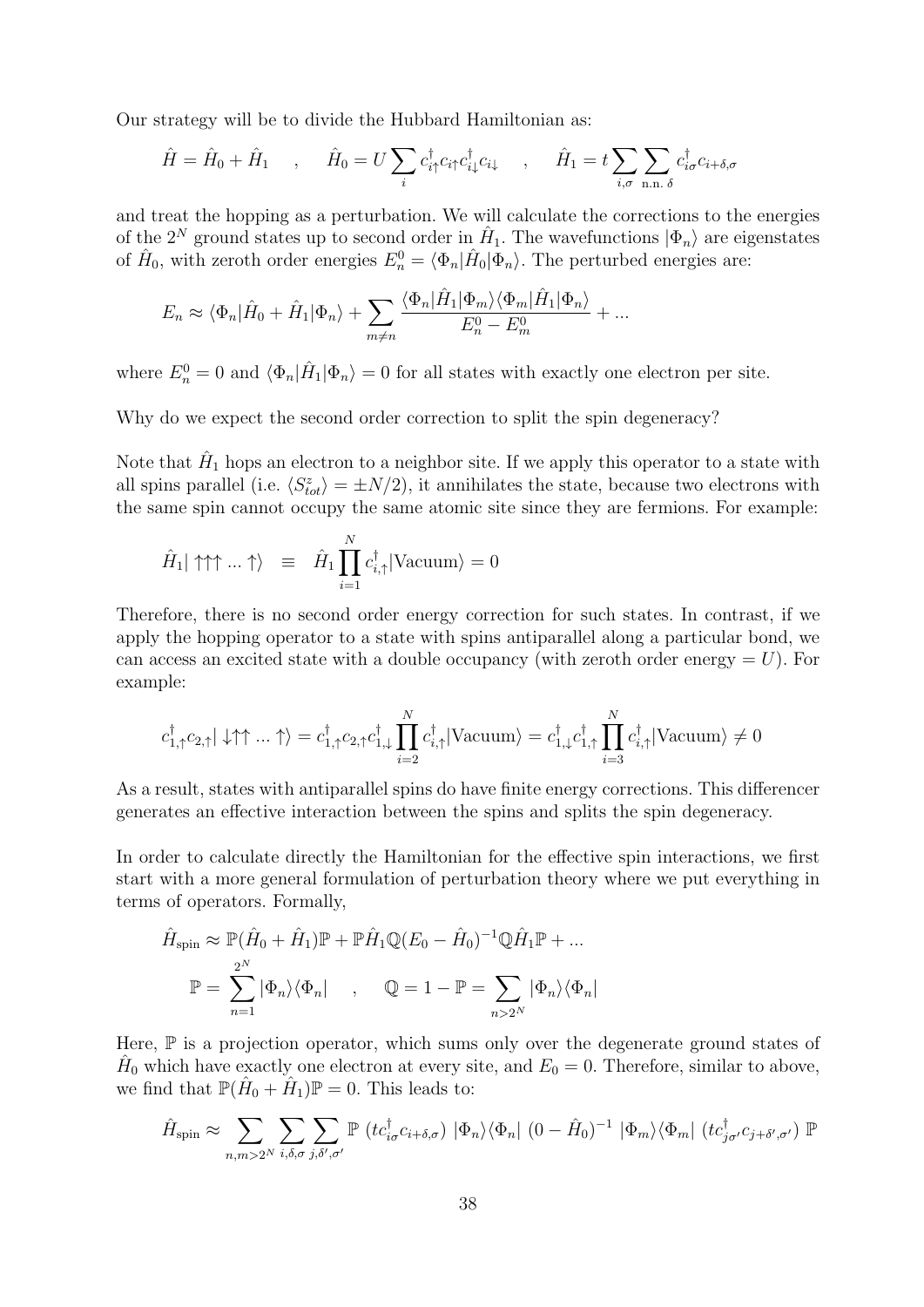Our strategy will be to divide the Hubbard Hamiltonian as:

$$\hat{H} = \hat{H}_0 + \hat{H}_1 \quad , \quad \hat{H}_0 = U \sum_i c^\dagger_{i\uparrow} c_{i\uparrow} c^\dagger_{i\downarrow} c_{i\downarrow} \quad , \quad \hat{H}_1 = t \sum_{i,\sigma} \sum_{\text{n.n. } \delta} c^\dagger_{i\sigma} c_{i+\delta,\sigma}$$

and treat the hopping as a perturbation. We will calculate the corrections to the energies of the $2^N$ ground states up to second order in $\hat{H}_1$. The wavefunctions $|\Phi_n\rangle$ are eigenstates of $\hat{H}_0$, with zeroth order energies $E^0_n = \langle \Phi_n | \hat{H}_0 | \Phi_n \rangle$. The perturbed energies are:

$$E_n \approx \langle \Phi_n | \hat{H}_0 + \hat{H}_1 | \Phi_n \rangle + \sum_{m \neq n} \frac{\langle \Phi_n | \hat{H}_1 | \Phi_m \rangle \langle \Phi_m | \hat{H}_1 | \Phi_n \rangle}{E^0_n - E^0_m} + \ldots$$

where $E^0_n = 0$ and $\langle \Phi_n | \hat{H}_1 | \Phi_n \rangle = 0$ for all states with exactly one electron per site.

Why do we expect the second order correction to split the spin degeneracy?

Note that $\hat{H}_1$ hops an electron to a neighbor site. If we apply this operator to a state with all spins parallel (i.e. $\langle S^z_{tot} \rangle = \pm N/2$), it annihilates the state, because two electrons with the same spin cannot occupy the same atomic site since they are fermions. For example:

$$\hat{H}_1 | \uparrow\uparrow\uparrow \ldots \uparrow \rangle \quad \equiv \quad \hat{H}_1 \prod_{i=1}^{N} c^\dagger_{i,\uparrow} |\text{Vacuum}\rangle = 0$$

Therefore, there is no second order energy correction for such states. In contrast, if we apply the hopping operator to a state with spins antiparallel along a particular bond, we can access an excited state with a double occupancy (with zeroth order energy $= U$). For example:

$$c^\dagger_{1,\uparrow} c_{2,\uparrow} | \downarrow\uparrow\uparrow \ldots \uparrow \rangle = c^\dagger_{1,\uparrow} c_{2,\uparrow} c^\dagger_{1,\downarrow} \prod_{i=2}^{N} c^\dagger_{i,\uparrow} |\text{Vacuum}\rangle = c^\dagger_{1,\downarrow} c^\dagger_{1,\uparrow} \prod_{i=3}^{N} c^\dagger_{i,\uparrow} |\text{Vacuum}\rangle \neq 0$$

As a result, states with antiparallel spins do have finite energy corrections. This differencer generates an effective interaction between the spins and splits the spin degeneracy.

In order to calculate directly the Hamiltonian for the effective spin interactions, we first start with a more general formulation of perturbation theory where we put everything in terms of operators. Formally,

$$\hat{H}_{\text{spin}} \approx \mathbb{P}(\hat{H}_0 + \hat{H}_1)\mathbb{P} + \mathbb{P}\hat{H}_1 \mathbb{Q}(E_0 - \hat{H}_0)^{-1} \mathbb{Q} \hat{H}_1 \mathbb{P} + \ldots$$

$$\mathbb{P} = \sum_{n=1}^{2^N} |\Phi_n\rangle\langle\Phi_n| \quad , \quad \mathbb{Q} = 1 - \mathbb{P} = \sum_{n > 2^N} |\Phi_n\rangle\langle\Phi_n|$$

Here, $\mathbb{P}$ is a projection operator, which sums only over the degenerate ground states of $\hat{H}_0$ which have exactly one electron at every site, and $E_0 = 0$. Therefore, similar to above, we find that $\mathbb{P}(\hat{H}_0 + \hat{H}_1)\mathbb{P} = 0$. This leads to:

$$\hat{H}_{\text{spin}} \approx \sum_{n,m > 2^N} \sum_{i,\delta,\sigma} \sum_{j,\delta',\sigma'} \mathbb{P} \; (t c^\dagger_{i\sigma} c_{i+\delta,\sigma}) \; |\Phi_n\rangle\langle\Phi_n| \; (0 - \hat{H}_0)^{-1} \; |\Phi_m\rangle\langle\Phi_m| \; (t c^\dagger_{j\sigma'} c_{j+\delta',\sigma'}) \; \mathbb{P}$$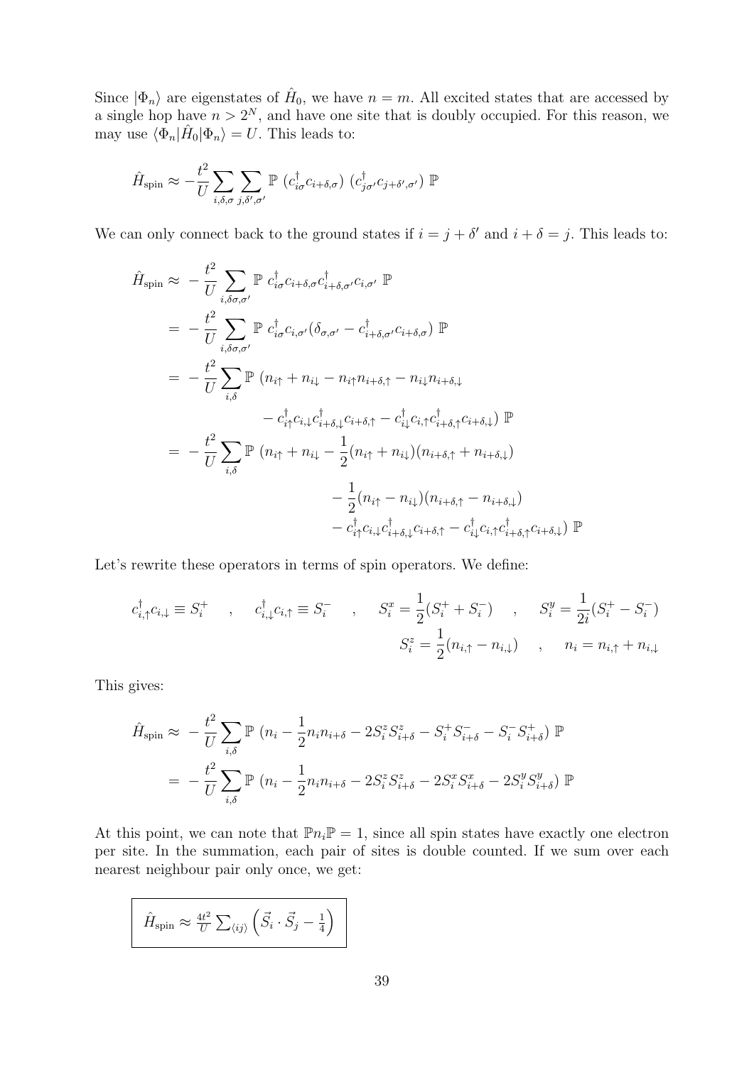Since $|\Phi_n\rangle$ are eigenstates of $\hat{H}_0$, we have $n = m$. All excited states that are accessed by a single hop have $n > 2^N$, and have one site that is doubly occupied. For this reason, we may use $\langle \Phi_n | \hat{H}_0 | \Phi_n \rangle = U$. This leads to:

$$\hat{H}_{\text{spin}} \approx -\frac{t^2}{U} \sum_{i,\delta,\sigma} \sum_{j,\delta',\sigma'} \mathbb{P} \, (c^\dagger_{i\sigma} c_{i+\delta,\sigma}) \, (c^\dagger_{j\sigma'} c_{j+\delta',\sigma'}) \, \mathbb{P}$$

We can only connect back to the ground states if $i = j + \delta'$ and $i + \delta = j$. This leads to:

$$\begin{aligned}
\hat{H}_{\text{spin}} \approx & -\frac{t^2}{U} \sum_{i,\delta\sigma,\sigma'} \mathbb{P} \; c^\dagger_{i\sigma} c_{i+\delta,\sigma} c^\dagger_{i+\delta,\sigma'} c_{i,\sigma'} \; \mathbb{P} \\
= & -\frac{t^2}{U} \sum_{i,\delta\sigma,\sigma'} \mathbb{P} \; c^\dagger_{i\sigma} c_{i,\sigma'} (\delta_{\sigma,\sigma'} - c^\dagger_{i+\delta,\sigma'} c_{i+\delta,\sigma}) \; \mathbb{P} \\
= & -\frac{t^2}{U} \sum_{i,\delta} \mathbb{P} \; (n_{i\uparrow} + n_{i\downarrow} - n_{i\uparrow} n_{i+\delta,\uparrow} - n_{i\downarrow} n_{i+\delta,\downarrow} \\
& \qquad - c^\dagger_{i\uparrow} c_{i,\downarrow} c^\dagger_{i+\delta,\downarrow} c_{i+\delta,\uparrow} - c^\dagger_{i\downarrow} c_{i,\uparrow} c^\dagger_{i+\delta,\uparrow} c_{i+\delta,\downarrow}) \; \mathbb{P} \\
= & -\frac{t^2}{U} \sum_{i,\delta} \mathbb{P} \; (n_{i\uparrow} + n_{i\downarrow} - \frac{1}{2}(n_{i\uparrow} + n_{i\downarrow})(n_{i+\delta,\uparrow} + n_{i+\delta,\downarrow}) \\
& \qquad - \frac{1}{2}(n_{i\uparrow} - n_{i\downarrow})(n_{i+\delta,\uparrow} - n_{i+\delta,\downarrow}) \\
& \qquad - c^\dagger_{i\uparrow} c_{i,\downarrow} c^\dagger_{i+\delta,\downarrow} c_{i+\delta,\uparrow} - c^\dagger_{i\downarrow} c_{i,\uparrow} c^\dagger_{i+\delta,\uparrow} c_{i+\delta,\downarrow}) \; \mathbb{P}
\end{aligned}$$

Let's rewrite these operators in terms of spin operators. We define:

$$c^\dagger_{i,\uparrow} c_{i,\downarrow} \equiv S^+_i \quad , \quad c^\dagger_{i,\downarrow} c_{i,\uparrow} \equiv S^-_i \quad , \quad S^x_i = \frac{1}{2}(S^+_i + S^-_i) \quad , \quad S^y_i = \frac{1}{2i}(S^+_i - S^-_i)$$

$$S^z_i = \frac{1}{2}(n_{i,\uparrow} - n_{i,\downarrow}) \quad , \quad n_i = n_{i,\uparrow} + n_{i,\downarrow}$$

This gives:

$$\begin{aligned}
\hat{H}_{\text{spin}} \approx & -\frac{t^2}{U} \sum_{i,\delta} \mathbb{P} \; (n_i - \frac{1}{2} n_i n_{i+\delta} - 2 S^z_i S^z_{i+\delta} - S^+_i S^-_{i+\delta} - S^-_i S^+_{i+\delta}) \; \mathbb{P} \\
= & -\frac{t^2}{U} \sum_{i,\delta} \mathbb{P} \; (n_i - \frac{1}{2} n_i n_{i+\delta} - 2 S^z_i S^z_{i+\delta} - 2 S^x_i S^x_{i+\delta} - 2 S^y_i S^y_{i+\delta}) \; \mathbb{P}
\end{aligned}$$

At this point, we can note that $\mathbb{P} n_i \mathbb{P} = 1$, since all spin states have exactly one electron per site. In the summation, each pair of sites is double counted. If we sum over each nearest neighbour pair only once, we get:

$$\boxed{\hat{H}_{\text{spin}} \approx \frac{4t^2}{U} \sum_{\langle ij \rangle} \left( \vec{S}_i \cdot \vec{S}_j - \frac{1}{4} \right)}$$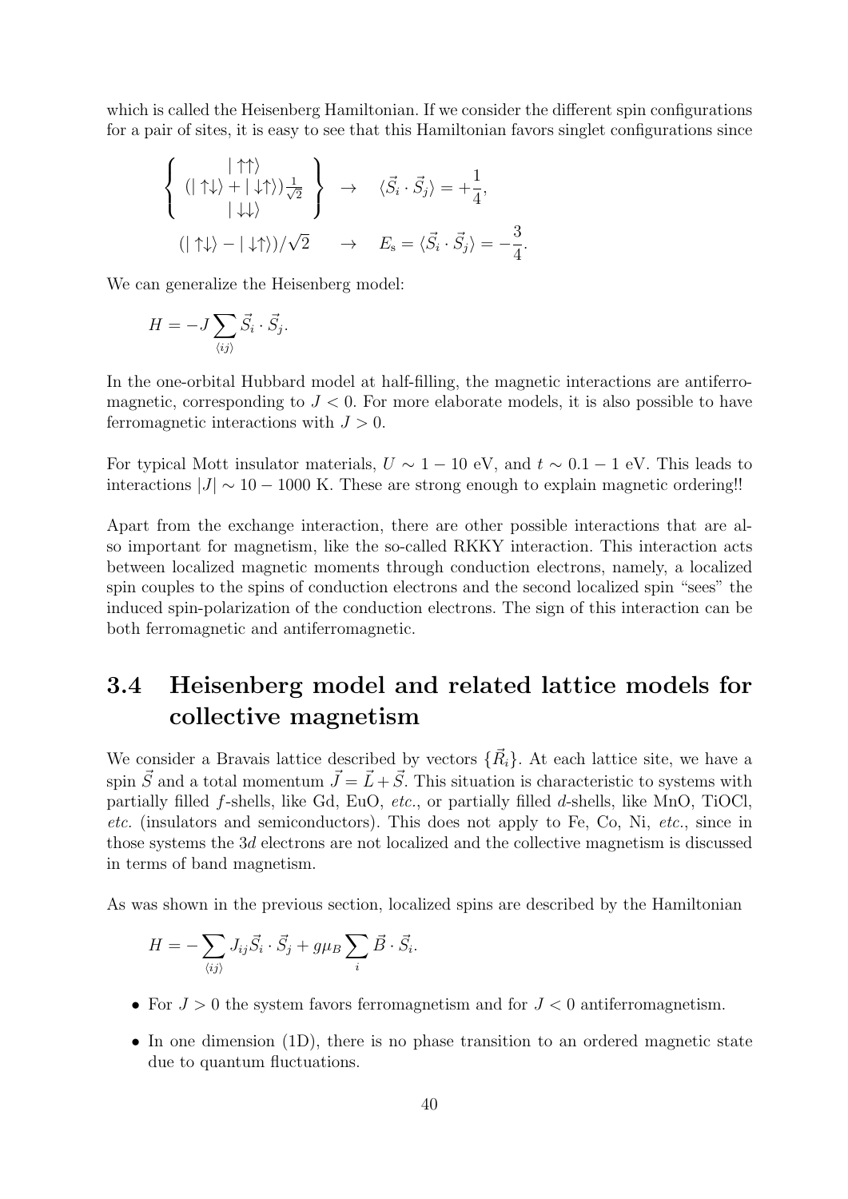which is called the Heisenberg Hamiltonian. If we consider the different spin configurations for a pair of sites, it is easy to see that this Hamiltonian favors singlet configurations since

$$
\left\{ \begin{array}{c} |\uparrow\uparrow\rangle \\ (|\uparrow\downarrow\rangle + |\downarrow\uparrow\rangle)\frac{1}{\sqrt{2}} \\ |\downarrow\downarrow\rangle \end{array} \right\} \quad \rightarrow \quad \langle \vec{S}_i \cdot \vec{S}_j \rangle = +\frac{1}{4},
$$

$$
(|\uparrow\downarrow\rangle - |\downarrow\uparrow\rangle)/\sqrt{2} \quad \rightarrow \quad E_{\mathrm{s}} = \langle \vec{S}_i \cdot \vec{S}_j \rangle = -\frac{3}{4}.
$$

We can generalize the Heisenberg model:

$$
H = -J \sum_{\langle ij \rangle} \vec{S}_i \cdot \vec{S}_j.
$$

In the one-orbital Hubbard model at half-filling, the magnetic interactions are antiferromagnetic, corresponding to $J < 0$. For more elaborate models, it is also possible to have ferromagnetic interactions with $J > 0$.

For typical Mott insulator materials, $U \sim 1 - 10$ eV, and $t \sim 0.1 - 1$ eV. This leads to interactions $|J| \sim 10 - 1000$ K. These are strong enough to explain magnetic ordering!!

Apart from the exchange interaction, there are other possible interactions that are also important for magnetism, like the so-called RKKY interaction. This interaction acts between localized magnetic moments through conduction electrons, namely, a localized spin couples to the spins of conduction electrons and the second localized spin "sees" the induced spin-polarization of the conduction electrons. The sign of this interaction can be both ferromagnetic and antiferromagnetic.

## 3.4 Heisenberg model and related lattice models for collective magnetism

We consider a Bravais lattice described by vectors $\{\vec{R}_i\}$. At each lattice site, we have a spin $\vec{S}$ and a total momentum $\vec{J} = \vec{L} + \vec{S}$. This situation is characteristic to systems with partially filled $f$-shells, like Gd, EuO, *etc.*, or partially filled $d$-shells, like MnO, TiOCl, *etc.* (insulators and semiconductors). This does not apply to Fe, Co, Ni, *etc.*, since in those systems the 3$d$ electrons are not localized and the collective magnetism is discussed in terms of band magnetism.

As was shown in the previous section, localized spins are described by the Hamiltonian

$$
H = -\sum_{\langle ij \rangle} J_{ij} \vec{S}_i \cdot \vec{S}_j + g\mu_B \sum_i \vec{B} \cdot \vec{S}_i.
$$

- For $J > 0$ the system favors ferromagnetism and for $J < 0$ antiferromagnetism.
- In one dimension (1D), there is no phase transition to an ordered magnetic state due to quantum fluctuations.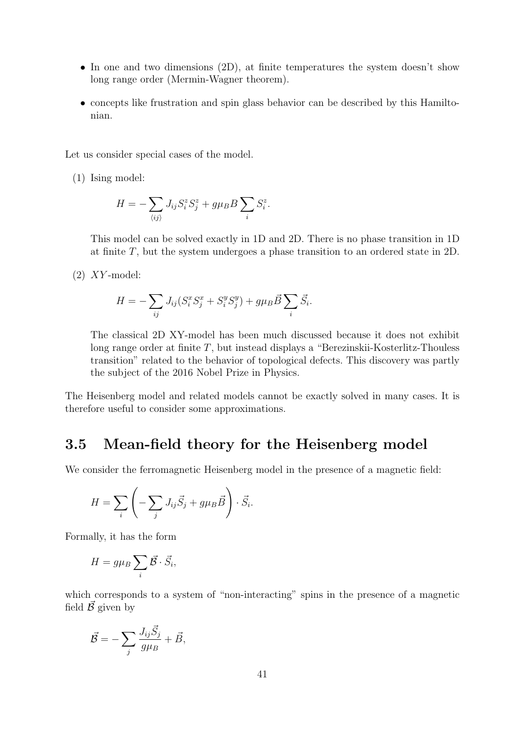- In one and two dimensions (2D), at finite temperatures the system doesn't show long range order (Mermin-Wagner theorem).
- concepts like frustration and spin glass behavior can be described by this Hamiltonian.

Let us consider special cases of the model.

(1) Ising model:

$$H = -\sum_{\langle ij \rangle} J_{ij} S_i^z S_j^z + g\mu_B B \sum_i S_i^z.$$

This model can be solved exactly in 1D and 2D. There is no phase transition in 1D at finite $T$, but the system undergoes a phase transition to an ordered state in 2D.

(2) $XY$-model:

$$H = -\sum_{ij} J_{ij}(S_i^x S_j^x + S_i^y S_j^y) + g\mu_B \vec{B} \sum_i \vec{S}_i.$$

The classical 2D XY-model has been much discussed because it does not exhibit long range order at finite $T$, but instead displays a "Berezinskii-Kosterlitz-Thouless transition" related to the behavior of topological defects. This discovery was partly the subject of the 2016 Nobel Prize in Physics.

The Heisenberg model and related models cannot be exactly solved in many cases. It is therefore useful to consider some approximations.

## 3.5 Mean-field theory for the Heisenberg model

We consider the ferromagnetic Heisenberg model in the presence of a magnetic field:

$$H = \sum_i \left( -\sum_j J_{ij} \vec{S}_j + g\mu_B \vec{B} \right) \cdot \vec{S}_i.$$

Formally, it has the form

$$H = g\mu_B \sum_i \vec{\mathcal{B}} \cdot \vec{S}_i,$$

which corresponds to a system of "non-interacting" spins in the presence of a magnetic field $\vec{\mathcal{B}}$ given by

$$\vec{\mathcal{B}} = -\sum_j \frac{J_{ij}\vec{S}_j}{g\mu_B} + \vec{B},$$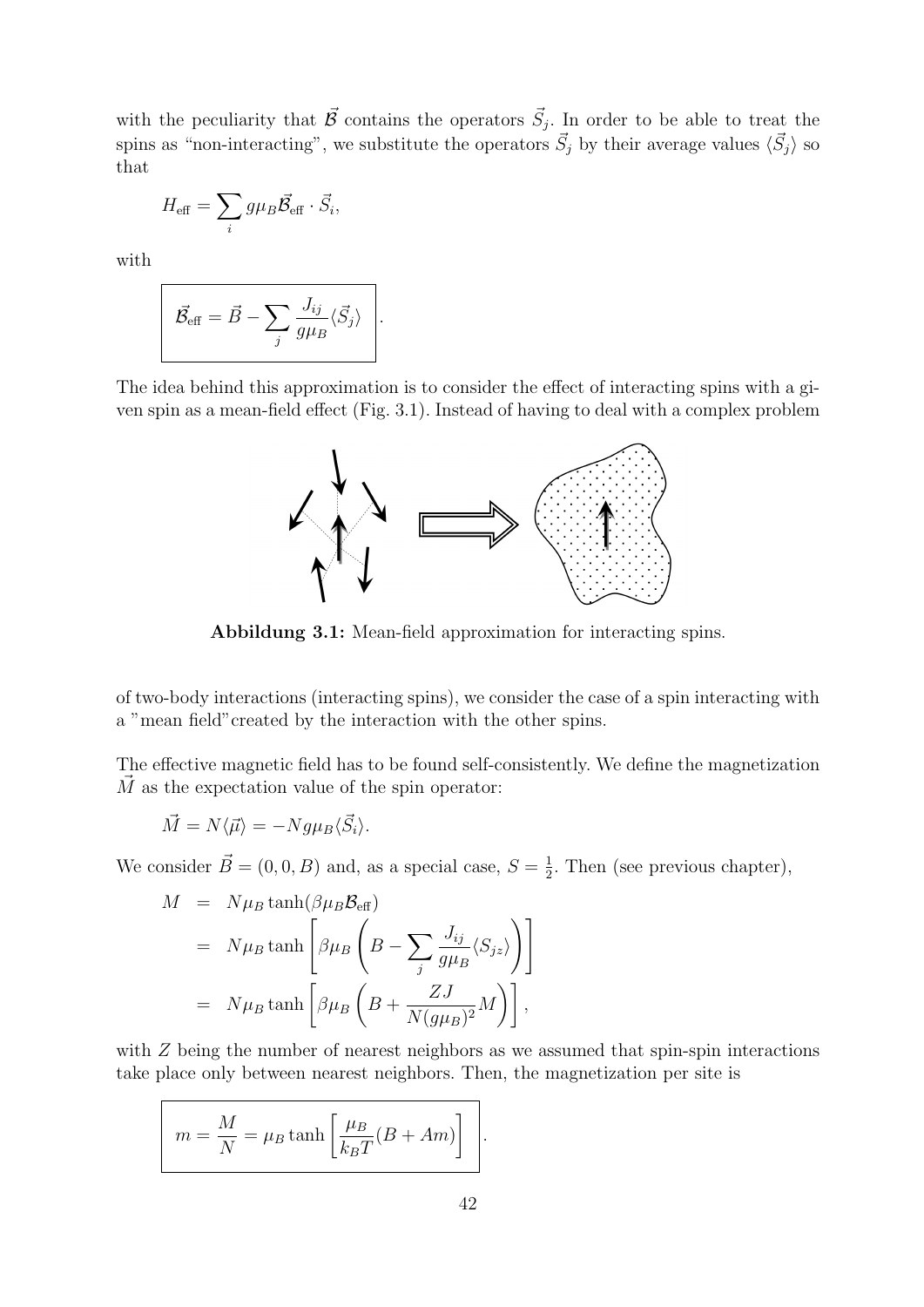with the peculiarity that $\vec{\mathcal{B}}$ contains the operators $\vec{S}_j$. In order to be able to treat the spins as "non-interacting", we substitute the operators $\vec{S}_j$ by their average values $\langle \vec{S}_j \rangle$ so that

$$H_{\text{eff}} = \sum_i g\mu_B \vec{\mathcal{B}}_{\text{eff}} \cdot \vec{S}_i,$$

with

$$\boxed{\vec{\mathcal{B}}_{\text{eff}} = \vec{B} - \sum_j \frac{J_{ij}}{g\mu_B} \langle \vec{S}_j \rangle}.$$

The idea behind this approximation is to consider the effect of interacting spins with a given spin as a mean-field effect (Fig. 3.1). Instead of having to deal with a complex problem

**Abbildung 3.1:** Mean-field approximation for interacting spins.

of two-body interactions (interacting spins), we consider the case of a spin interacting with a "mean field" created by the interaction with the other spins.

The effective magnetic field has to be found self-consistently. We define the magnetization $\vec{M}$ as the expectation value of the spin operator:

$$\vec{M} = N\langle \vec{\mu} \rangle = -Ng\mu_B \langle \vec{S}_i \rangle.$$

We consider $\vec{B} = (0, 0, B)$ and, as a special case, $S = \frac{1}{2}$. Then (see previous chapter),

$$\begin{aligned}
M &= N\mu_B \tanh(\beta\mu_B \mathcal{B}_{\text{eff}}) \\
&= N\mu_B \tanh\left[\beta\mu_B \left(B - \sum_j \frac{J_{ij}}{g\mu_B} \langle S_{jz} \rangle\right)\right] \\
&= N\mu_B \tanh\left[\beta\mu_B \left(B + \frac{ZJ}{N(g\mu_B)^2} M\right)\right],
\end{aligned}$$

with $Z$ being the number of nearest neighbors as we assumed that spin-spin interactions take place only between nearest neighbors. Then, the magnetization per site is

$$\boxed{m = \frac{M}{N} = \mu_B \tanh\left[\frac{\mu_B}{k_B T}(B + Am)\right]}.$$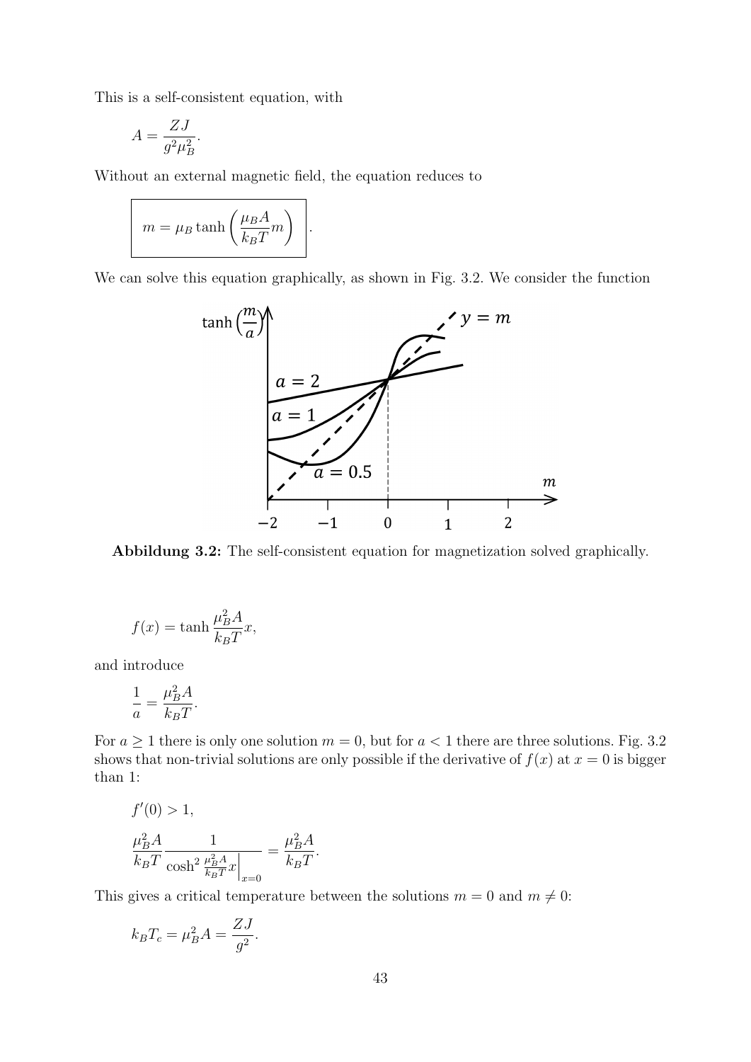This is a self-consistent equation, with

$$A = \frac{ZJ}{g^2\mu_B^2}.$$

Without an external magnetic field, the equation reduces to

$$\boxed{m = \mu_B \tanh\left(\frac{\mu_B A}{k_B T} m\right)}.$$

We can solve this equation graphically, as shown in Fig. 3.2. We consider the function

**Abbildung 3.2:** The self-consistent equation for magnetization solved graphically.

$$f(x) = \tanh \frac{\mu_B^2 A}{k_B T} x,$$

and introduce

$$\frac{1}{a} = \frac{\mu_B^2 A}{k_B T}.$$

For $a \geq 1$ there is only one solution $m = 0$, but for $a < 1$ there are three solutions. Fig. 3.2 shows that non-trivial solutions are only possible if the derivative of $f(x)$ at $x = 0$ is bigger than 1:

$$f'(0) > 1,$$

$$\frac{\mu_B^2 A}{k_B T} \frac{1}{\cosh^2 \frac{\mu_B^2 A}{k_B T} x\Big|_{x=0}} = \frac{\mu_B^2 A}{k_B T}.$$

This gives a critical temperature between the solutions $m = 0$ and $m \neq 0$:

$$k_B T_c = \mu_B^2 A = \frac{ZJ}{g^2}.$$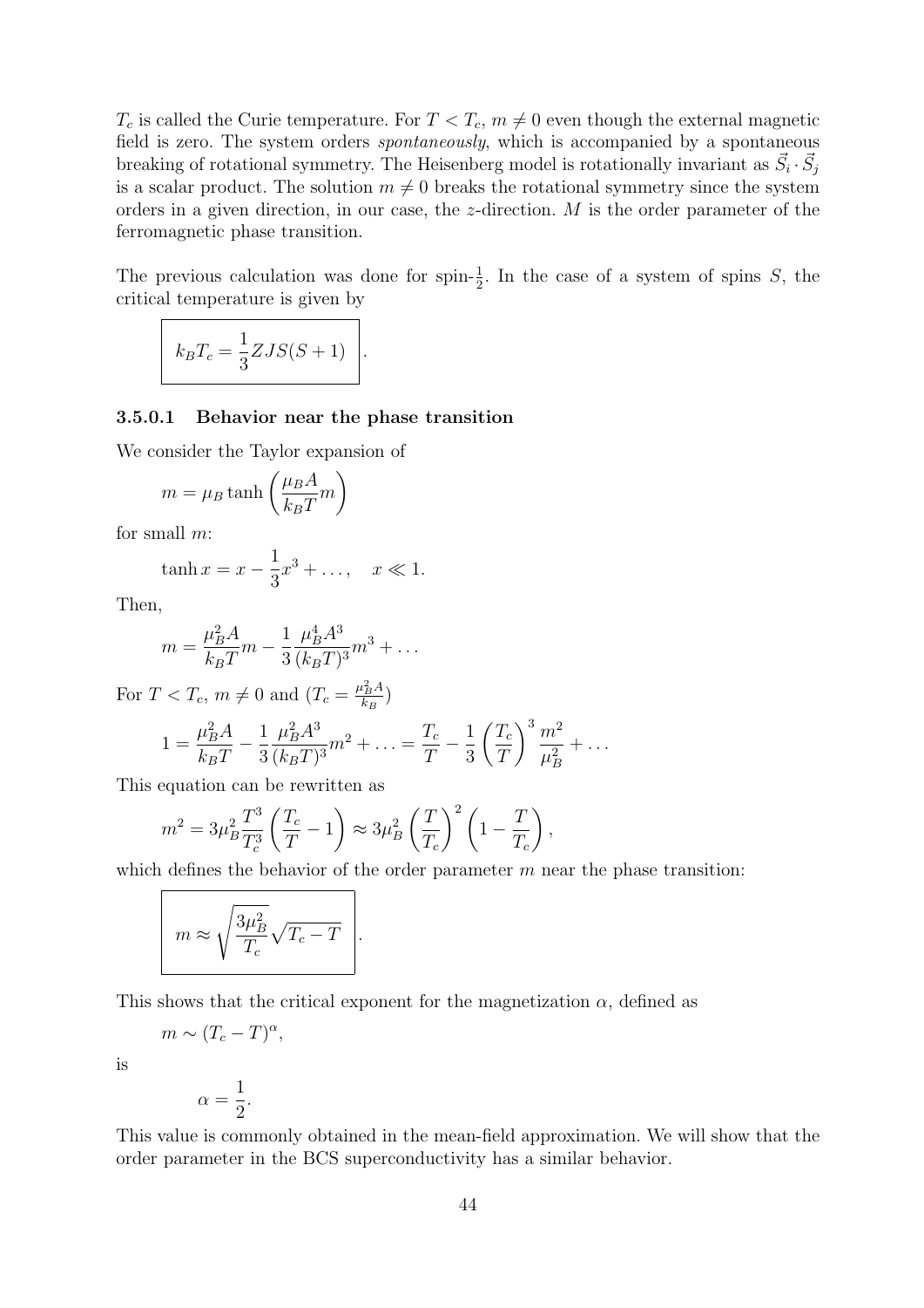$T_c$ is called the Curie temperature. For $T < T_c$, $m \neq 0$ even though the external magnetic field is zero. The system orders *spontaneously*, which is accompanied by a spontaneous breaking of rotational symmetry. The Heisenberg model is rotationally invariant as $\vec{S}_i \cdot \vec{S}_j$ is a scalar product. The solution $m \neq 0$ breaks the rotational symmetry since the system orders in a given direction, in our case, the $z$-direction. $M$ is the order parameter of the ferromagnetic phase transition.

The previous calculation was done for spin-$\frac{1}{2}$. In the case of a system of spins $S$, the critical temperature is given by

$$\boxed{k_B T_c = \frac{1}{3} Z J S(S+1)}\,.$$

#### 3.5.0.1 Behavior near the phase transition

We consider the Taylor expansion of

$$m = \mu_B \tanh\left(\frac{\mu_B A}{k_B T} m\right)$$

for small $m$:

$$\tanh x = x - \frac{1}{3}x^3 + \ldots, \quad x \ll 1.$$

Then,

$$m = \frac{\mu_B^2 A}{k_B T} m - \frac{1}{3}\frac{\mu_B^4 A^3}{(k_B T)^3} m^3 + \ldots$$

For $T < T_c$, $m \neq 0$ and ($T_c = \frac{\mu_B^2 A}{k_B}$)

$$1 = \frac{\mu_B^2 A}{k_B T} - \frac{1}{3}\frac{\mu_B^2 A^3}{(k_B T)^3} m^2 + \ldots = \frac{T_c}{T} - \frac{1}{3}\left(\frac{T_c}{T}\right)^3 \frac{m^2}{\mu_B^2} + \ldots$$

This equation can be rewritten as

$$m^2 = 3\mu_B^2 \frac{T^3}{T_c^3}\left(\frac{T_c}{T} - 1\right) \approx 3\mu_B^2 \left(\frac{T}{T_c}\right)^2 \left(1 - \frac{T}{T_c}\right),$$

which defines the behavior of the order parameter $m$ near the phase transition:

$$\boxed{m \approx \sqrt{\frac{3\mu_B^2}{T_c}}\sqrt{T_c - T}}\,.$$

This shows that the critical exponent for the magnetization $\alpha$, defined as

$$m \sim (T_c - T)^{\alpha},$$

is

$$\alpha = \frac{1}{2}.$$

This value is commonly obtained in the mean-field approximation. We will show that the order parameter in the BCS superconductivity has a similar behavior.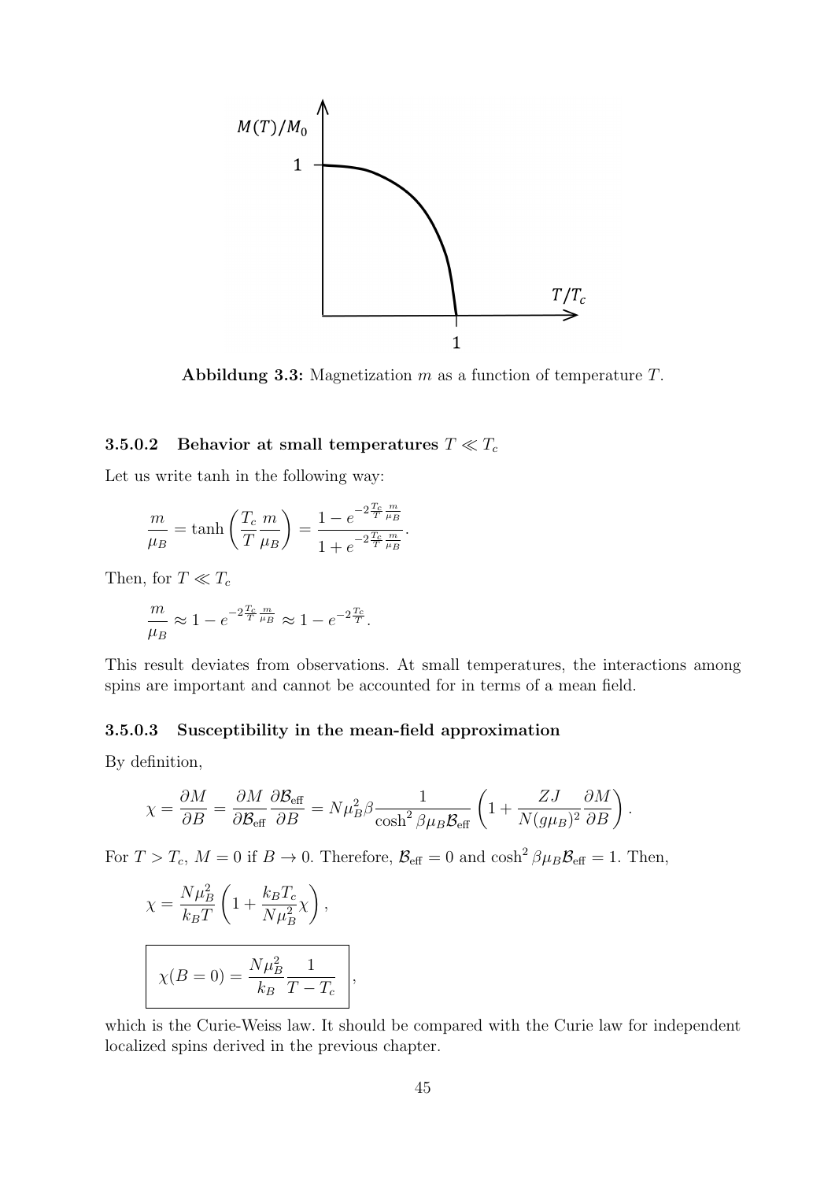**Abbildung 3.3:** Magnetization $m$ as a function of temperature $T$.

#### 3.5.0.2 Behavior at small temperatures $T \ll T_c$

Let us write tanh in the following way:

$$\frac{m}{\mu_B} = \tanh\left(\frac{T_c}{T}\frac{m}{\mu_B}\right) = \frac{1 - e^{-2\frac{T_c}{T}\frac{m}{\mu_B}}}{1 + e^{-2\frac{T_c}{T}\frac{m}{\mu_B}}}.$$

Then, for $T \ll T_c$

$$\frac{m}{\mu_B} \approx 1 - e^{-2\frac{T_c}{T}\frac{m}{\mu_B}} \approx 1 - e^{-2\frac{T_c}{T}}.$$

This result deviates from observations. At small temperatures, the interactions among spins are important and cannot be accounted for in terms of a mean field.

#### 3.5.0.3 Susceptibility in the mean-field approximation

By definition,

$$\chi = \frac{\partial M}{\partial B} = \frac{\partial M}{\partial \mathcal{B}_{\text{eff}}}\frac{\partial \mathcal{B}_{\text{eff}}}{\partial B} = N\mu_B^2\beta\frac{1}{\cosh^2\beta\mu_B\mathcal{B}_{\text{eff}}}\left(1 + \frac{ZJ}{N(g\mu_B)^2}\frac{\partial M}{\partial B}\right).$$

For $T > T_c$, $M = 0$ if $B \to 0$. Therefore, $\mathcal{B}_{\text{eff}} = 0$ and $\cosh^2\beta\mu_B\mathcal{B}_{\text{eff}} = 1$. Then,

$$\chi = \frac{N\mu_B^2}{k_B T}\left(1 + \frac{k_B T_c}{N\mu_B^2}\chi\right),$$

$$\boxed{\chi(B = 0) = \frac{N\mu_B^2}{k_B}\frac{1}{T - T_c}},$$

which is the Curie-Weiss law. It should be compared with the Curie law for independent localized spins derived in the previous chapter.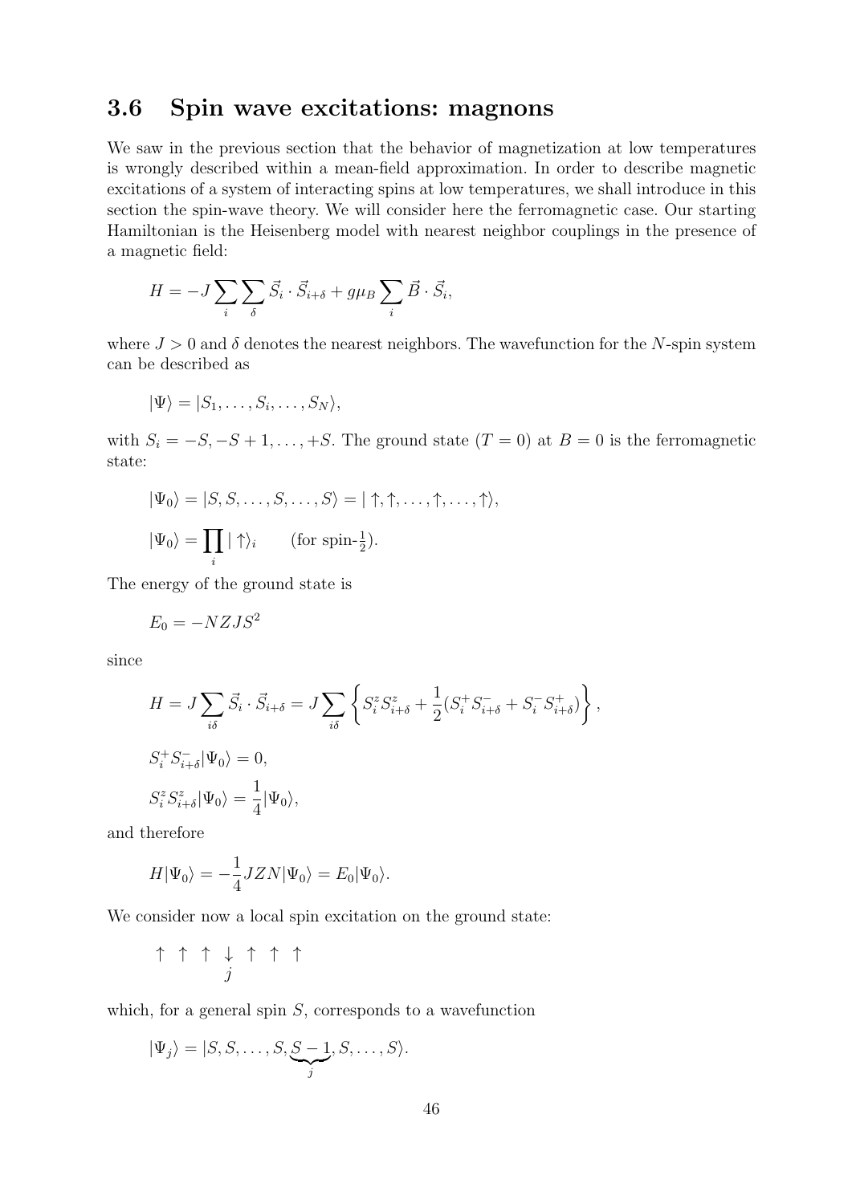## 3.6 Spin wave excitations: magnons

We saw in the previous section that the behavior of magnetization at low temperatures is wrongly described within a mean-field approximation. In order to describe magnetic excitations of a system of interacting spins at low temperatures, we shall introduce in this section the spin-wave theory. We will consider here the ferromagnetic case. Our starting Hamiltonian is the Heisenberg model with nearest neighbor couplings in the presence of a magnetic field:

$$H = -J \sum_i \sum_\delta \vec{S}_i \cdot \vec{S}_{i+\delta} + g\mu_B \sum_i \vec{B} \cdot \vec{S}_i,$$

where $J > 0$ and $\delta$ denotes the nearest neighbors. The wavefunction for the $N$-spin system can be described as

$$|\Psi\rangle = |S_1, \ldots, S_i, \ldots, S_N\rangle,$$

with $S_i = -S, -S+1, \ldots, +S$. The ground state ($T = 0$) at $B = 0$ is the ferromagnetic state:

$$|\Psi_0\rangle = |S, S, \ldots, S, \ldots, S\rangle = |\uparrow, \uparrow, \ldots, \uparrow, \ldots, \uparrow\rangle,$$

$$|\Psi_0\rangle = \prod_i |\uparrow\rangle_i \qquad \text{(for spin-}\tfrac{1}{2}\text{)}.$$

The energy of the ground state is

$$E_0 = -NZJS^2$$

since

$$H = J \sum_{i\delta} \vec{S}_i \cdot \vec{S}_{i+\delta} = J \sum_{i\delta} \left\{ S_i^z S_{i+\delta}^z + \frac{1}{2}(S_i^+ S_{i+\delta}^- + S_i^- S_{i+\delta}^+) \right\},$$

$$S_i^+ S_{i+\delta}^- |\Psi_0\rangle = 0,$$

$$S_i^z S_{i+\delta}^z |\Psi_0\rangle = \frac{1}{4} |\Psi_0\rangle,$$

and therefore

$$H|\Psi_0\rangle = -\frac{1}{4} JZN |\Psi_0\rangle = E_0 |\Psi_0\rangle.$$

We consider now a local spin excitation on the ground state:

$$\uparrow \ \uparrow \ \uparrow \ \underset{j}{\downarrow} \ \uparrow \ \uparrow \ \uparrow$$

which, for a general spin $S$, corresponds to a wavefunction

$$|\Psi_j\rangle = |S, S, \ldots, S, \underbrace{S-1}_{j}, S, \ldots, S\rangle.$$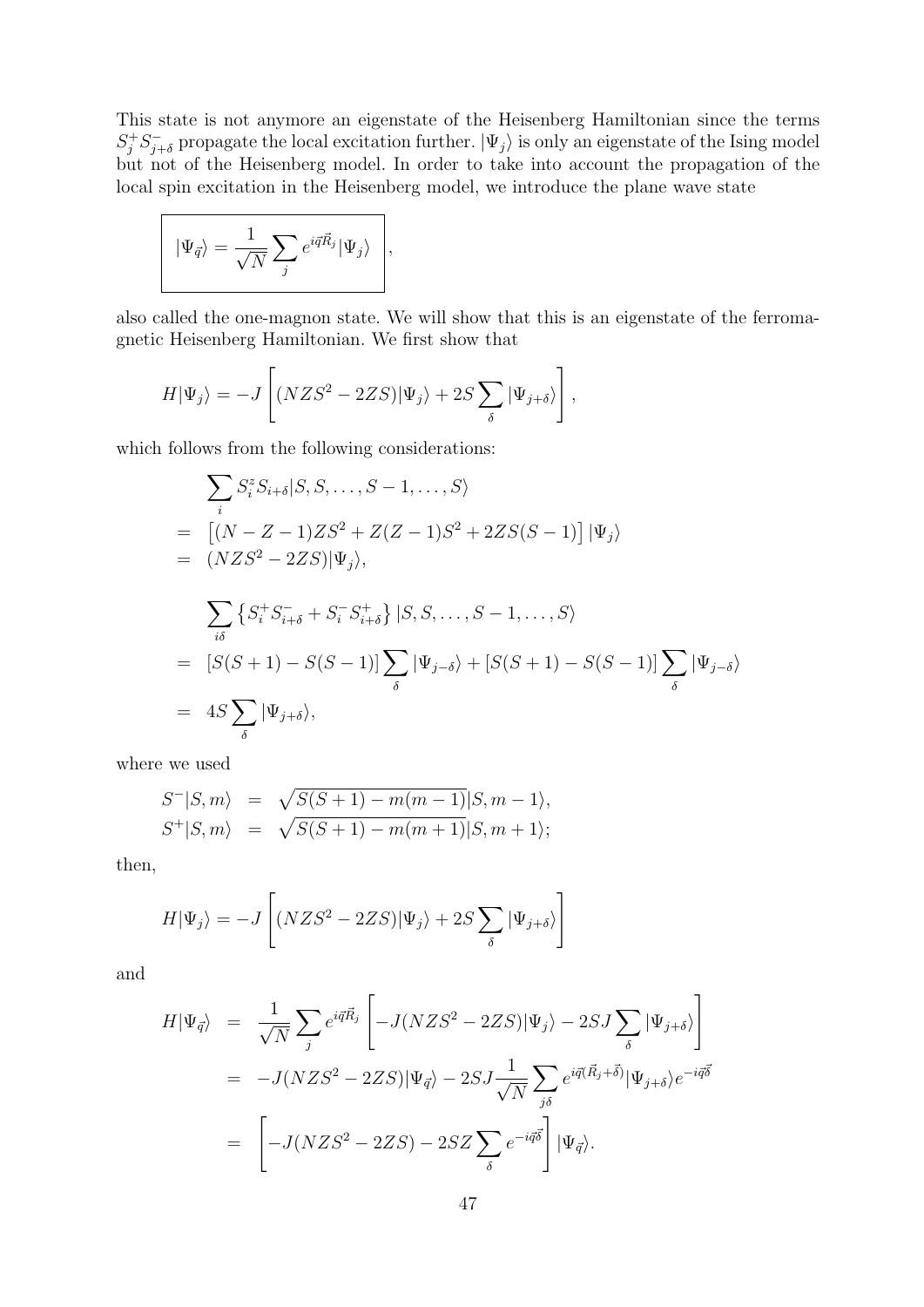This state is not anymore an eigenstate of the Heisenberg Hamiltonian since the terms $S_j^+ S_{j+\delta}^-$ propagate the local excitation further. $|\Psi_j\rangle$ is only an eigenstate of the Ising model but not of the Heisenberg model. In order to take into account the propagation of the local spin excitation in the Heisenberg model, we introduce the plane wave state

$$\boxed{|\Psi_{\vec{q}}\rangle = \frac{1}{\sqrt{N}} \sum_j e^{i\vec{q}\vec{R}_j} |\Psi_j\rangle} ,$$

also called the one-magnon state. We will show that this is an eigenstate of the ferromagnetic Heisenberg Hamiltonian. We first show that

$$H|\Psi_j\rangle = -J\left[(NZS^2 - 2ZS)|\Psi_j\rangle + 2S\sum_\delta |\Psi_{j+\delta}\rangle\right],$$

which follows from the following considerations:

$$\begin{aligned}
&\sum_i S_i^z S_{i+\delta} |S, S, \ldots, S-1, \ldots, S\rangle \\
&= \left[(N - Z - 1)ZS^2 + Z(Z-1)S^2 + 2ZS(S-1)\right] |\Psi_j\rangle \\
&= (NZS^2 - 2ZS)|\Psi_j\rangle,
\end{aligned}$$

$$\begin{aligned}
&\sum_{i\delta} \left\{S_i^+ S_{i+\delta}^- + S_i^- S_{i+\delta}^+\right\} |S, S, \ldots, S-1, \ldots, S\rangle \\
&= [S(S+1) - S(S-1)] \sum_\delta |\Psi_{j-\delta}\rangle + [S(S+1) - S(S-1)] \sum_\delta |\Psi_{j-\delta}\rangle \\
&= 4S \sum_\delta |\Psi_{j+\delta}\rangle,
\end{aligned}$$

where we used

$$\begin{aligned}
S^-|S, m\rangle &= \sqrt{S(S+1) - m(m-1)}|S, m-1\rangle, \\
S^+|S, m\rangle &= \sqrt{S(S+1) - m(m+1)}|S, m+1\rangle;
\end{aligned}$$

then,

$$H|\Psi_j\rangle = -J\left[(NZS^2 - 2ZS)|\Psi_j\rangle + 2S\sum_\delta |\Psi_{j+\delta}\rangle\right]$$

and

$$\begin{aligned}
H|\Psi_{\vec{q}}\rangle &= \frac{1}{\sqrt{N}} \sum_j e^{i\vec{q}\vec{R}_j} \left[-J(NZS^2 - 2ZS)|\Psi_j\rangle - 2SJ\sum_\delta |\Psi_{j+\delta}\rangle\right] \\
&= -J(NZS^2 - 2ZS)|\Psi_{\vec{q}}\rangle - 2SJ\frac{1}{\sqrt{N}}\sum_{j\delta} e^{i\vec{q}(\vec{R}_j + \vec{\delta})}|\Psi_{j+\delta}\rangle e^{-i\vec{q}\vec{\delta}} \\
&= \left[-J(NZS^2 - 2ZS) - 2SZ\sum_\delta e^{-i\vec{q}\vec{\delta}}\right]|\Psi_{\vec{q}}\rangle.
\end{aligned}$$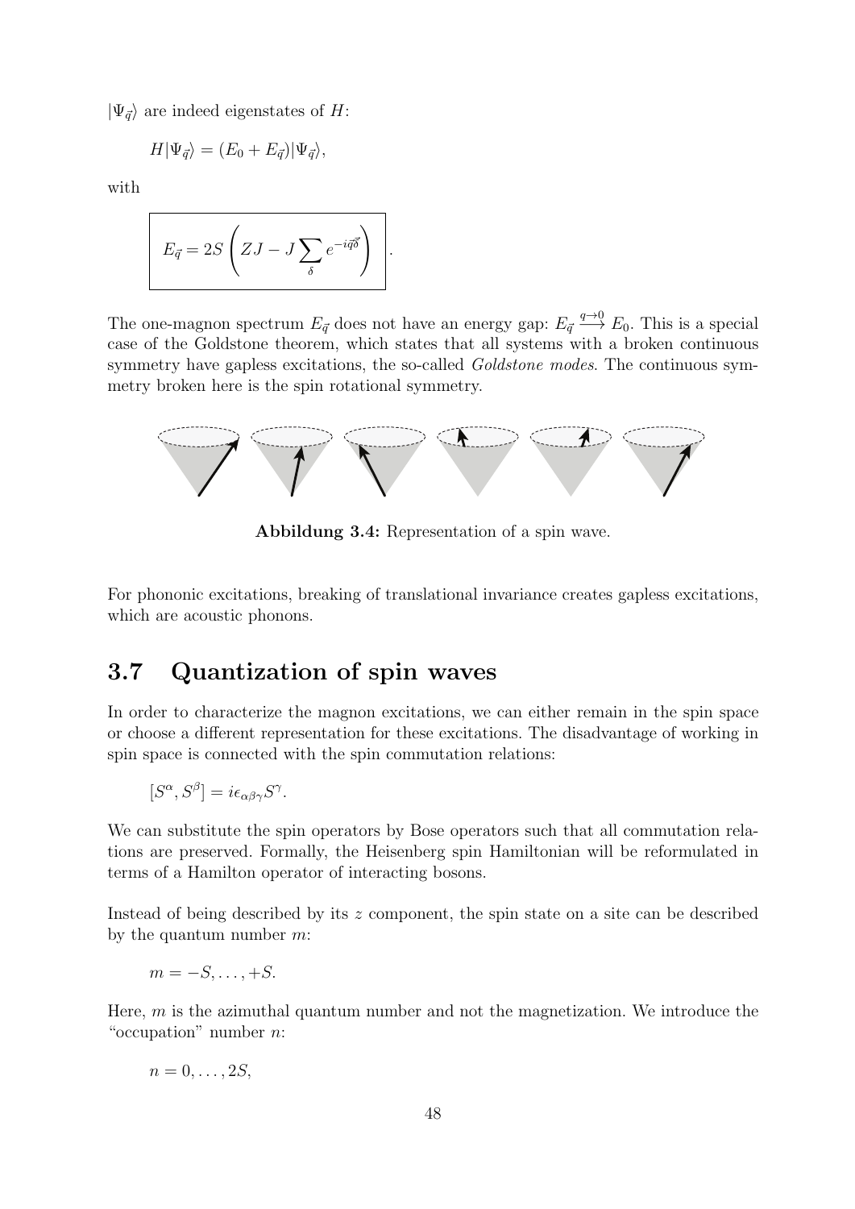$|\Psi_{\vec{q}}\rangle$ are indeed eigenstates of $H$:

$$H|\Psi_{\vec{q}}\rangle = (E_0 + E_{\vec{q}})|\Psi_{\vec{q}}\rangle,$$

with

$$\boxed{E_{\vec{q}} = 2S\left(ZJ - J\sum_{\delta} e^{-i\vec{q}\vec{\delta}}\right)}.$$

The one-magnon spectrum $E_{\vec{q}}$ does not have an energy gap: $E_{\vec{q}} \xrightarrow{q\to 0} E_0$. This is a special case of the Goldstone theorem, which states that all systems with a broken continuous symmetry have gapless excitations, the so-called *Goldstone modes*. The continuous symmetry broken here is the spin rotational symmetry.

**Abbildung 3.4:** Representation of a spin wave.

For phononic excitations, breaking of translational invariance creates gapless excitations, which are acoustic phonons.

## 3.7 Quantization of spin waves

In order to characterize the magnon excitations, we can either remain in the spin space or choose a different representation for these excitations. The disadvantage of working in spin space is connected with the spin commutation relations:

$$[S^\alpha, S^\beta] = i\epsilon_{\alpha\beta\gamma}S^\gamma.$$

We can substitute the spin operators by Bose operators such that all commutation relations are preserved. Formally, the Heisenberg spin Hamiltonian will be reformulated in terms of a Hamilton operator of interacting bosons.

Instead of being described by its $z$ component, the spin state on a site can be described by the quantum number $m$:

$$m = -S, \ldots, +S.$$

Here, $m$ is the azimuthal quantum number and not the magnetization. We introduce the "occupation" number $n$:

$$n = 0, \ldots, 2S,$$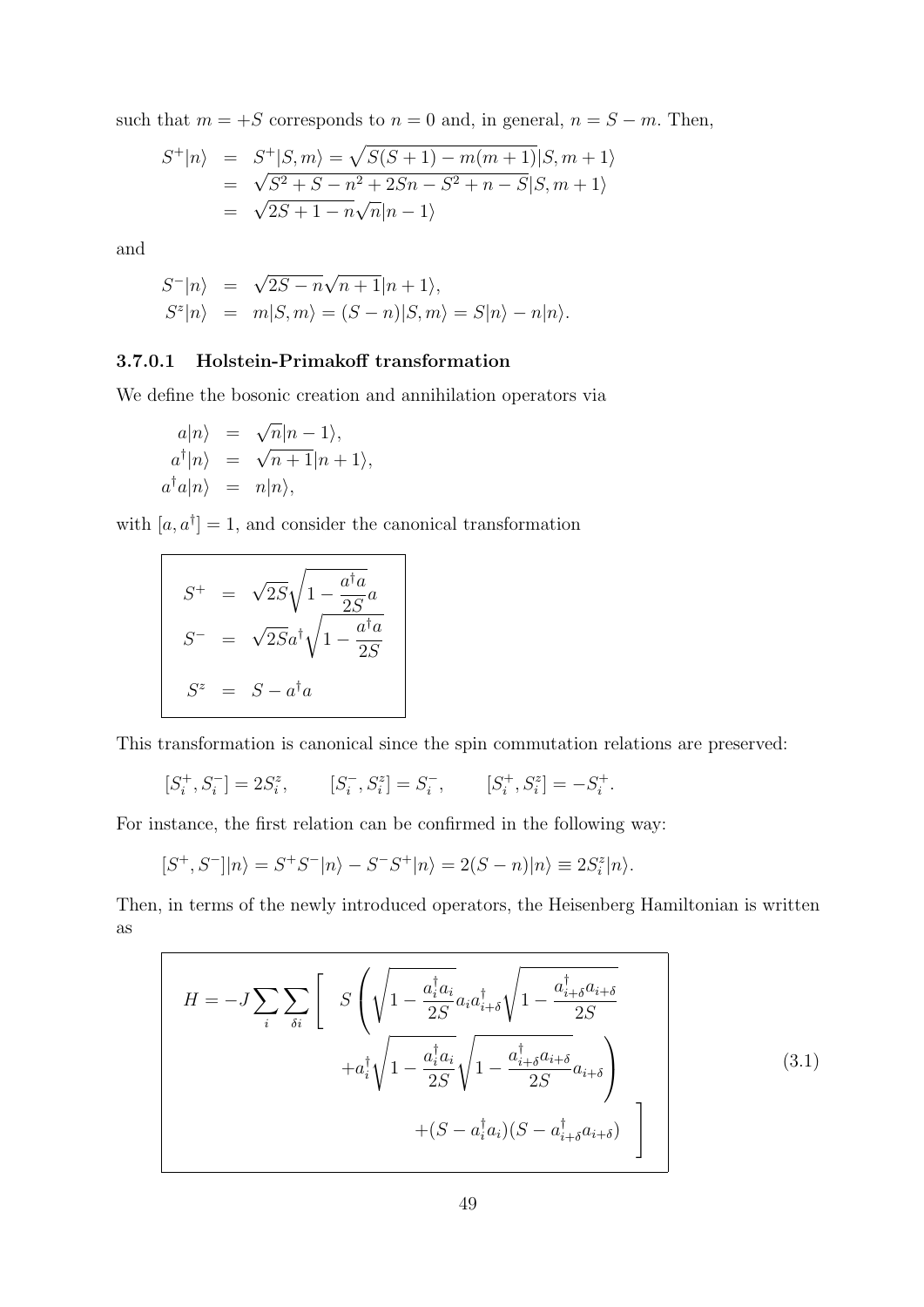such that $m = +S$ corresponds to $n = 0$ and, in general, $n = S - m$. Then,

$$
\begin{aligned}
S^+|n\rangle &= S^+|S,m\rangle = \sqrt{S(S+1) - m(m+1)}|S,m+1\rangle \\
&= \sqrt{S^2 + S - n^2 + 2Sn - S^2 + n - S}|S,m+1\rangle \\
&= \sqrt{2S+1-n}\sqrt{n}|n-1\rangle
\end{aligned}
$$

and

$$
\begin{aligned}
S^-|n\rangle &= \sqrt{2S-n}\sqrt{n+1}|n+1\rangle, \\
S^z|n\rangle &= m|S,m\rangle = (S-n)|S,m\rangle = S|n\rangle - n|n\rangle.
\end{aligned}
$$

#### 3.7.0.1 Holstein-Primakoff transformation

We define the bosonic creation and annihilation operators via

$$
\begin{aligned}
a|n\rangle &= \sqrt{n}|n-1\rangle, \\
a^\dagger|n\rangle &= \sqrt{n+1}|n+1\rangle, \\
a^\dagger a|n\rangle &= n|n\rangle,
\end{aligned}
$$

with $[a, a^\dagger] = 1$, and consider the canonical transformation

$$
\boxed{
\begin{aligned}
S^+ &= \sqrt{2S}\sqrt{1 - \frac{a^\dagger a}{2S}}a \\
S^- &= \sqrt{2S}a^\dagger\sqrt{1 - \frac{a^\dagger a}{2S}} \\
S^z &= S - a^\dagger a
\end{aligned}
}
$$

This transformation is canonical since the spin commutation relations are preserved:

$$
[S_i^+, S_i^-] = 2S_i^z, \qquad [S_i^-, S_i^z] = S_i^-, \qquad [S_i^+, S_i^z] = -S_i^+.
$$

For instance, the first relation can be confirmed in the following way:

$$
[S^+, S^-]|n\rangle = S^+S^-|n\rangle - S^-S^+|n\rangle = 2(S-n)|n\rangle \equiv 2S_i^z|n\rangle.
$$

Then, in terms of the newly introduced operators, the Heisenberg Hamiltonian is written as

$$
\boxed{
\begin{aligned}
H = -J\sum_i\sum_{\delta i}\Bigg[ \quad & S\left(\sqrt{1 - \frac{a_i^\dagger a_i}{2S}}a_i a_{i+\delta}^\dagger\sqrt{1 - \frac{a_{i+\delta}^\dagger a_{i+\delta}}{2S}}\right. \\
& \left. + a_i^\dagger\sqrt{1 - \frac{a_i^\dagger a_i}{2S}}\sqrt{1 - \frac{a_{i+\delta}^\dagger a_{i+\delta}}{2S}}a_{i+\delta}\right) \\
& + (S - a_i^\dagger a_i)(S - a_{i+\delta}^\dagger a_{i+\delta}) \quad \Bigg]
\end{aligned}
} \tag{3.1}
$$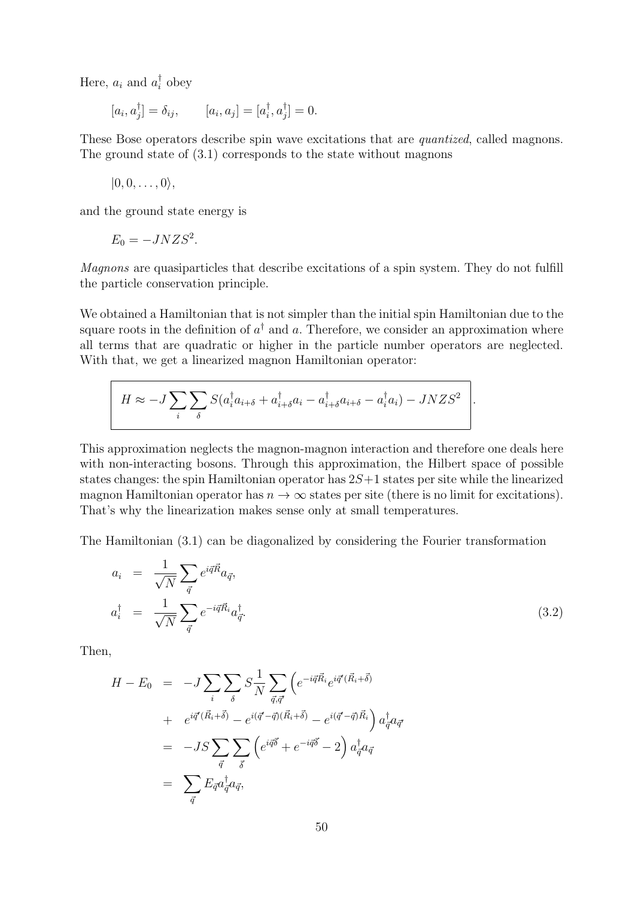Here, $a_i$ and $a_i^\dagger$ obey

$$[a_i, a_j^\dagger] = \delta_{ij}, \qquad [a_i, a_j] = [a_i^\dagger, a_j^\dagger] = 0.$$

These Bose operators describe spin wave excitations that are *quantized*, called magnons. The ground state of (3.1) corresponds to the state without magnons

$$|0, 0, \ldots, 0\rangle,$$

and the ground state energy is

$$E_0 = -JNZS^2.$$

*Magnons* are quasiparticles that describe excitations of a spin system. They do not fulfill the particle conservation principle.

We obtained a Hamiltonian that is not simpler than the initial spin Hamiltonian due to the square roots in the definition of $a^\dagger$ and $a$. Therefore, we consider an approximation where all terms that are quadratic or higher in the particle number operators are neglected. With that, we get a linearized magnon Hamiltonian operator:

$$\boxed{H \approx -J \sum_i \sum_\delta S(a_i^\dagger a_{i+\delta} + a_{i+\delta}^\dagger a_i - a_{i+\delta}^\dagger a_{i+\delta} - a_i^\dagger a_i) - JNZS^2}.$$

This approximation neglects the magnon-magnon interaction and therefore one deals here with non-interacting bosons. Through this approximation, the Hilbert space of possible states changes: the spin Hamiltonian operator has $2S+1$ states per site while the linearized magnon Hamiltonian operator has $n \to \infty$ states per site (there is no limit for excitations). That's why the linearization makes sense only at small temperatures.

The Hamiltonian (3.1) can be diagonalized by considering the Fourier transformation

$$\begin{aligned} a_i &= \frac{1}{\sqrt{N}} \sum_{\vec{q}} e^{i\vec{q}\vec{R}} a_{\vec{q}}, \\ a_i^\dagger &= \frac{1}{\sqrt{N}} \sum_{\vec{q}} e^{-i\vec{q}\vec{R}_i} a_{\vec{q}}^\dagger. \end{aligned} \tag{3.2}$$

Then,

$$\begin{aligned} H - E_0 &= -J \sum_i \sum_\delta S \frac{1}{N} \sum_{\vec{q},\vec{q}'} \Big( e^{-i\vec{q}\vec{R}_i} e^{i\vec{q}'(\vec{R}_i+\vec{\delta})} \\ &+ e^{i\vec{q}'(\vec{R}_i+\vec{\delta})} - e^{i(\vec{q}'-\vec{q})(\vec{R}_i+\vec{\delta})} - e^{i(\vec{q}'-\vec{q})\vec{R}_i} \Big) a_{\vec{q}}^\dagger a_{\vec{q}'} \\ &= -JS \sum_{\vec{q}} \sum_{\vec{\delta}} \left( e^{i\vec{q}\vec{\delta}} + e^{-i\vec{q}\vec{\delta}} - 2 \right) a_{\vec{q}}^\dagger a_{\vec{q}} \\ &= \sum_{\vec{q}} E_{\vec{q}} a_{\vec{q}}^\dagger a_{\vec{q}}, \end{aligned}$$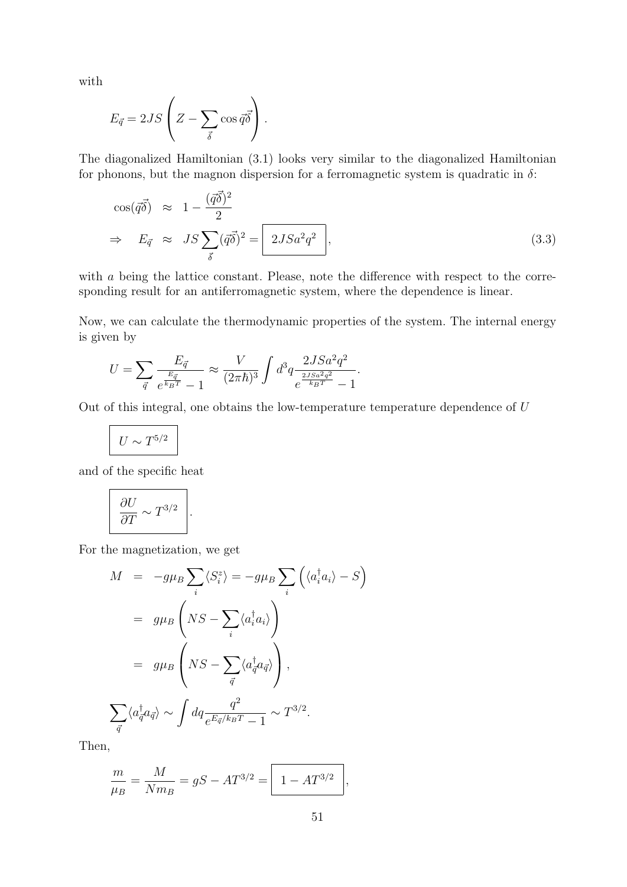with

$$E_{\vec{q}} = 2JS \left( Z - \sum_{\vec{\delta}} \cos \vec{q}\vec{\delta} \right).$$

The diagonalized Hamiltonian (3.1) looks very similar to the diagonalized Hamiltonian for phonons, but the magnon dispersion for a ferromagnetic system is quadratic in $\delta$:

$$\begin{aligned}
\cos(\vec{q}\vec{\delta}) &\approx 1 - \frac{(\vec{q}\vec{\delta})^2}{2} \\
\Rightarrow \quad E_{\vec{q}} &\approx JS \sum_{\vec{\delta}} (\vec{q}\vec{\delta})^2 = \boxed{2JSa^2q^2},
\end{aligned} \tag{3.3}$$

with $a$ being the lattice constant. Please, note the difference with respect to the corresponding result for an antiferromagnetic system, where the dependence is linear.

Now, we can calculate the thermodynamic properties of the system. The internal energy is given by

$$U = \sum_{\vec{q}} \frac{E_{\vec{q}}}{e^{\frac{E_{\vec{q}}}{k_B T}} - 1} \approx \frac{V}{(2\pi\hbar)^3} \int d^3q \frac{2JSa^2q^2}{e^{\frac{2JSa^2q^2}{k_B T}} - 1}.$$

Out of this integral, one obtains the low-temperature temperature dependence of $U$

$$\boxed{U \sim T^{5/2}}$$

and of the specific heat

$$\boxed{\frac{\partial U}{\partial T} \sim T^{3/2}}.$$

For the magnetization, we get

$$\begin{aligned}
M &= -g\mu_B \sum_i \langle S_i^z \rangle = -g\mu_B \sum_i \left( \langle a_i^\dagger a_i \rangle - S \right) \\
&= g\mu_B \left( NS - \sum_i \langle a_i^\dagger a_i \rangle \right) \\
&= g\mu_B \left( NS - \sum_{\vec{q}} \langle a_{\vec{q}}^\dagger a_{\vec{q}} \rangle \right), \\
\sum_{\vec{q}} \langle a_{\vec{q}}^\dagger a_{\vec{q}} \rangle &\sim \int dq \frac{q^2}{e^{E_{\vec{q}}/k_B T} - 1} \sim T^{3/2}.
\end{aligned}$$

Then,

$$\frac{m}{\mu_B} = \frac{M}{Nm_B} = gS - AT^{3/2} = \boxed{1 - AT^{3/2}},$$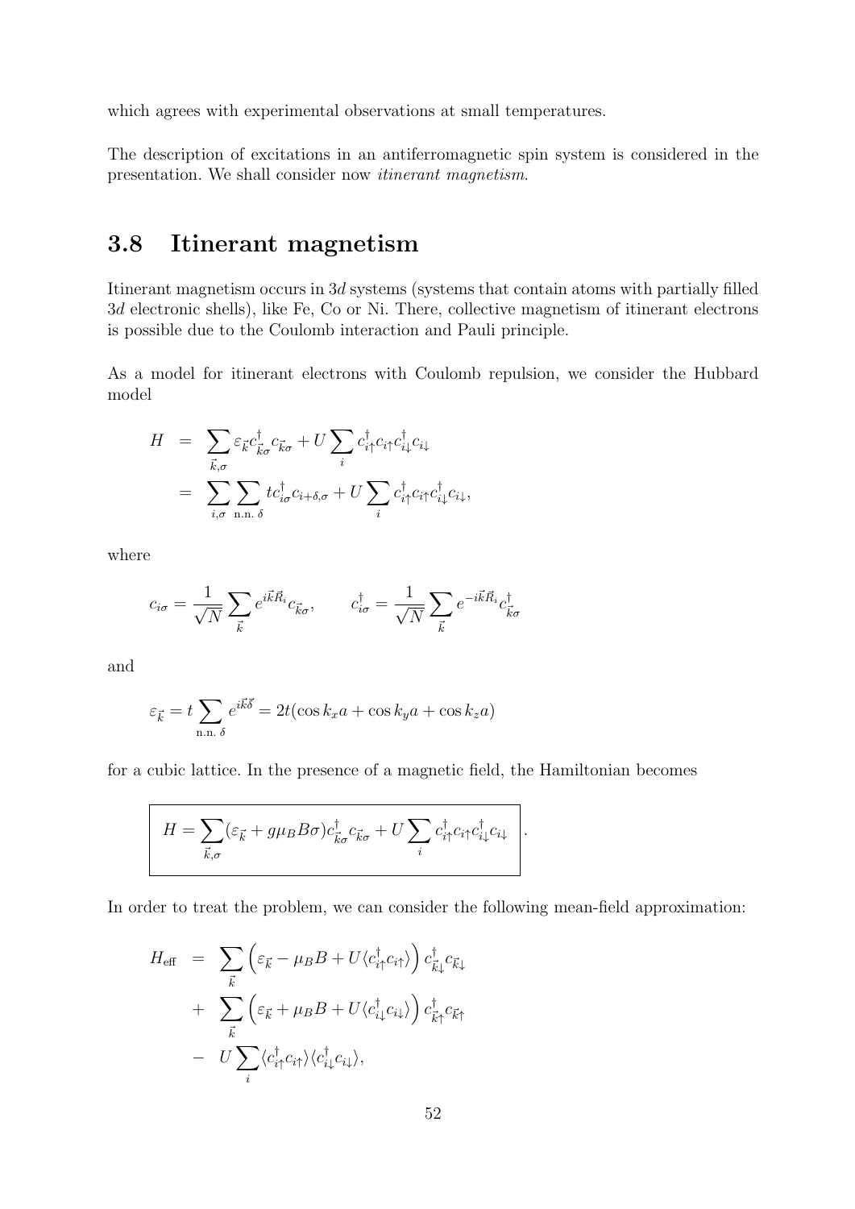which agrees with experimental observations at small temperatures.

The description of excitations in an antiferromagnetic spin system is considered in the presentation. We shall consider now *itinerant magnetism*.

## 3.8 Itinerant magnetism

Itinerant magnetism occurs in $3d$ systems (systems that contain atoms with partially filled $3d$ electronic shells), like Fe, Co or Ni. There, collective magnetism of itinerant electrons is possible due to the Coulomb interaction and Pauli principle.

As a model for itinerant electrons with Coulomb repulsion, we consider the Hubbard model

$$
\begin{aligned}
H &= \sum_{\vec{k},\sigma} \varepsilon_{\vec{k}} c^{\dagger}_{\vec{k}\sigma} c_{\vec{k}\sigma} + U \sum_i c^{\dagger}_{i\uparrow} c_{i\uparrow} c^{\dagger}_{i\downarrow} c_{i\downarrow} \\
&= \sum_{i,\sigma} \sum_{\text{n.n. } \delta} t c^{\dagger}_{i\sigma} c_{i+\delta,\sigma} + U \sum_i c^{\dagger}_{i\uparrow} c_{i\uparrow} c^{\dagger}_{i\downarrow} c_{i\downarrow},
\end{aligned}
$$

where

$$
c_{i\sigma} = \frac{1}{\sqrt{N}} \sum_{\vec{k}} e^{i\vec{k}\vec{R}_i} c_{\vec{k}\sigma}, \qquad c^{\dagger}_{i\sigma} = \frac{1}{\sqrt{N}} \sum_{\vec{k}} e^{-i\vec{k}\vec{R}_i} c^{\dagger}_{\vec{k}\sigma}
$$

and

$$
\varepsilon_{\vec{k}} = t \sum_{\text{n.n. } \delta} e^{i\vec{k}\vec{\delta}} = 2t(\cos k_x a + \cos k_y a + \cos k_z a)
$$

for a cubic lattice. In the presence of a magnetic field, the Hamiltonian becomes

$$
\boxed{H = \sum_{\vec{k},\sigma} (\varepsilon_{\vec{k}} + g\mu_B B \sigma) c^{\dagger}_{\vec{k}\sigma} c_{\vec{k}\sigma} + U \sum_i c^{\dagger}_{i\uparrow} c_{i\uparrow} c^{\dagger}_{i\downarrow} c_{i\downarrow}}\,.
$$

In order to treat the problem, we can consider the following mean-field approximation:

$$
\begin{aligned}
H_{\text{eff}} &= \sum_{\vec{k}} \left( \varepsilon_{\vec{k}} - \mu_B B + U \langle c^{\dagger}_{i\uparrow} c_{i\uparrow} \rangle \right) c^{\dagger}_{\vec{k}\downarrow} c_{\vec{k}\downarrow} \\
&+ \sum_{\vec{k}} \left( \varepsilon_{\vec{k}} + \mu_B B + U \langle c^{\dagger}_{i\downarrow} c_{i\downarrow} \rangle \right) c^{\dagger}_{\vec{k}\uparrow} c_{\vec{k}\uparrow} \\
&- U \sum_i \langle c^{\dagger}_{i\uparrow} c_{i\uparrow} \rangle \langle c^{\dagger}_{i\downarrow} c_{i\downarrow} \rangle,
\end{aligned}
$$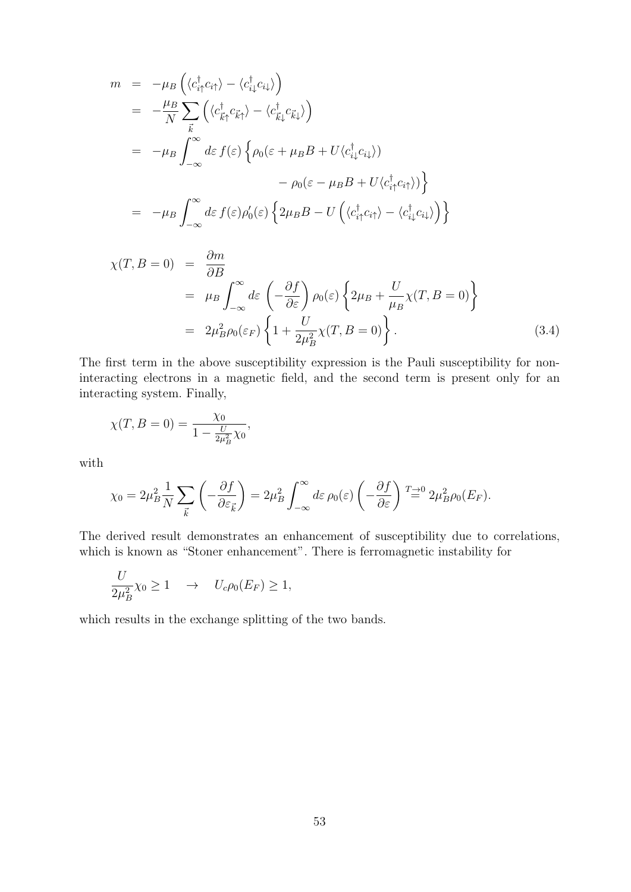$$
\begin{aligned}
m &= -\mu_B \left( \langle c^\dagger_{i\uparrow} c_{i\uparrow} \rangle - \langle c^\dagger_{i\downarrow} c_{i\downarrow} \rangle \right) \\
&= -\frac{\mu_B}{N} \sum_{\vec{k}} \left( \langle c^\dagger_{\vec{k}\uparrow} c_{\vec{k}\uparrow} \rangle - \langle c^\dagger_{\vec{k}\downarrow} c_{\vec{k}\downarrow} \rangle \right) \\
&= -\mu_B \int_{-\infty}^{\infty} d\varepsilon\, f(\varepsilon) \Big\{ \rho_0(\varepsilon + \mu_B B + U \langle c^\dagger_{i\downarrow} c_{i\downarrow} \rangle) \\
&\qquad\qquad - \rho_0(\varepsilon - \mu_B B + U \langle c^\dagger_{i\uparrow} c_{i\uparrow} \rangle) \Big\} \\
&= -\mu_B \int_{-\infty}^{\infty} d\varepsilon\, f(\varepsilon) \rho_0'(\varepsilon) \left\{ 2\mu_B B - U \left( \langle c^\dagger_{i\uparrow} c_{i\uparrow} \rangle - \langle c^\dagger_{i\downarrow} c_{i\downarrow} \rangle \right) \right\}
\end{aligned}
$$

$$
\begin{aligned}
\chi(T, B=0) &= \frac{\partial m}{\partial B} \\
&= \mu_B \int_{-\infty}^{\infty} d\varepsilon \left( -\frac{\partial f}{\partial \varepsilon} \right) \rho_0(\varepsilon) \left\{ 2\mu_B + \frac{U}{\mu_B} \chi(T, B=0) \right\} \\
&= 2\mu_B^2 \rho_0(\varepsilon_F) \left\{ 1 + \frac{U}{2\mu_B^2} \chi(T, B=0) \right\}. \qquad (3.4)
\end{aligned}
$$

The first term in the above susceptibility expression is the Pauli susceptibility for non-interacting electrons in a magnetic field, and the second term is present only for an interacting system. Finally,

$$
\chi(T, B=0) = \frac{\chi_0}{1 - \frac{U}{2\mu_B^2} \chi_0},
$$

with

$$
\chi_0 = 2\mu_B^2 \frac{1}{N} \sum_{\vec{k}} \left( -\frac{\partial f}{\partial \varepsilon_{\vec{k}}} \right) = 2\mu_B^2 \int_{-\infty}^{\infty} d\varepsilon\, \rho_0(\varepsilon) \left( -\frac{\partial f}{\partial \varepsilon} \right) \overset{T \to 0}{=} 2\mu_B^2 \rho_0(E_F).
$$

The derived result demonstrates an enhancement of susceptibility due to correlations, which is known as "Stoner enhancement". There is ferromagnetic instability for

$$
\frac{U}{2\mu_B^2} \chi_0 \geq 1 \quad \rightarrow \quad U_c \rho_0(E_F) \geq 1,
$$

which results in the exchange splitting of the two bands.